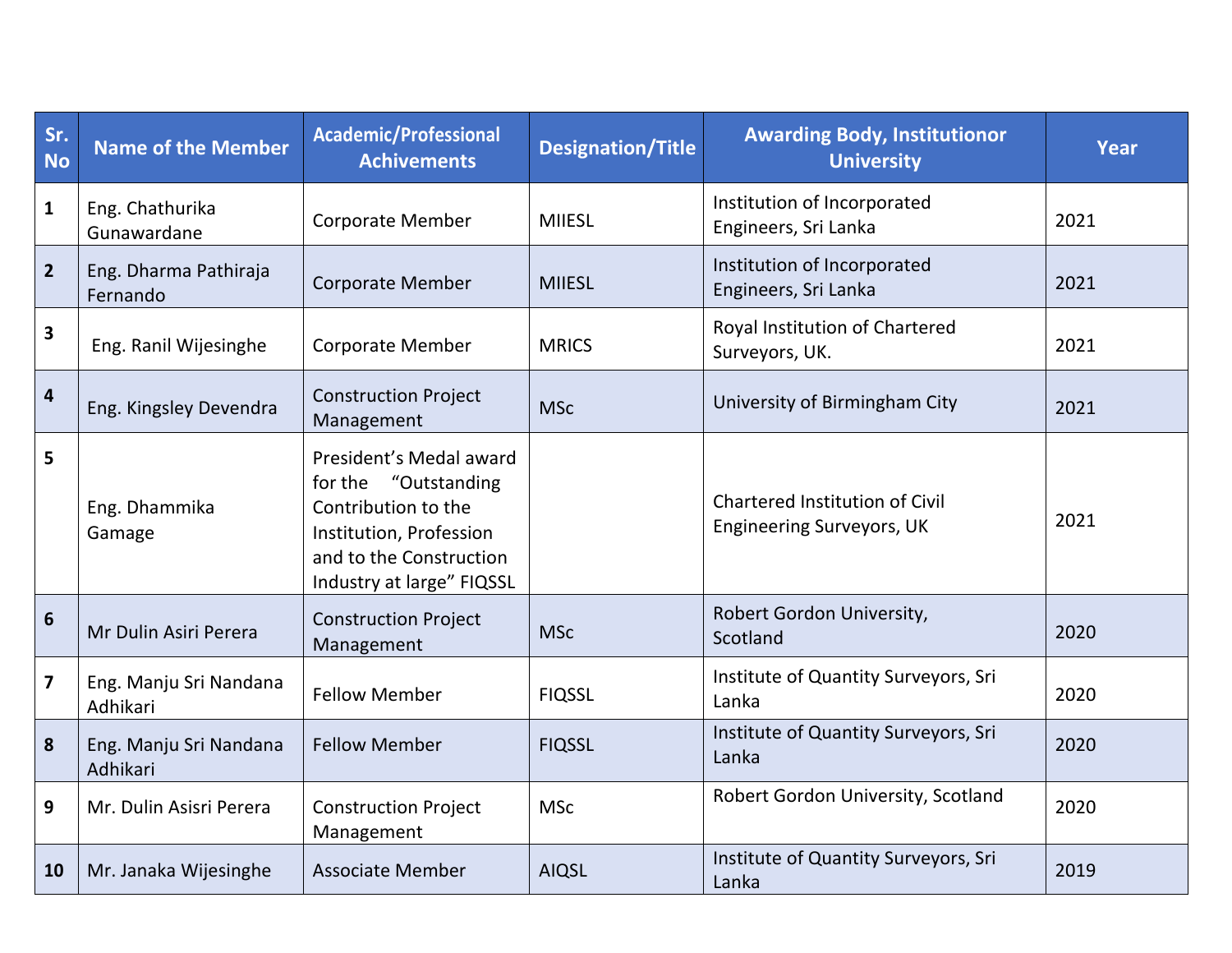| Sr. No | Name of the Member | Academic/Professional Achivements | Designation/Title | Awarding Body, Institutionor University | Year |
|---|---|---|---|---|---|
| 1 | Eng. Chathurika Gunawardane | Corporate Member | MIIESL | Institution of Incorporated Engineers, Sri Lanka | 2021 |
| 2 | Eng. Dharma Pathiraja Fernando | Corporate Member | MIIESL | Institution of Incorporated Engineers, Sri Lanka | 2021 |
| 3 | Eng. Ranil Wijesinghe | Corporate Member | MRICS | Royal Institution of Chartered Surveyors, UK. | 2021 |
| 4 | Eng. Kingsley Devendra | Construction Project Management | MSc | University of Birmingham City | 2021 |
| 5 | Eng. Dhammika Gamage | President's Medal award for the "Outstanding Contribution to the Institution, Profession and to the Construction Industry at large" FIQSSL | | Chartered Institution of Civil Engineering Surveyors, UK | 2021 |
| 6 | Mr Dulin Asiri Perera | Construction Project Management | MSc | Robert Gordon University, Scotland | 2020 |
| 7 | Eng. Manju Sri Nandana Adhikari | Fellow Member | FIQSSL | Institute of Quantity Surveyors, Sri Lanka | 2020 |
| 8 | Eng. Manju Sri Nandana Adhikari | Fellow Member | FIQSSL | Institute of Quantity Surveyors, Sri Lanka | 2020 |
| 9 | Mr. Dulin Asisri Perera | Construction Project Management | MSc | Robert Gordon University, Scotland | 2020 |
| 10 | Mr. Janaka Wijesinghe | Associate Member | AIQSL | Institute of Quantity Surveyors, Sri Lanka | 2019 |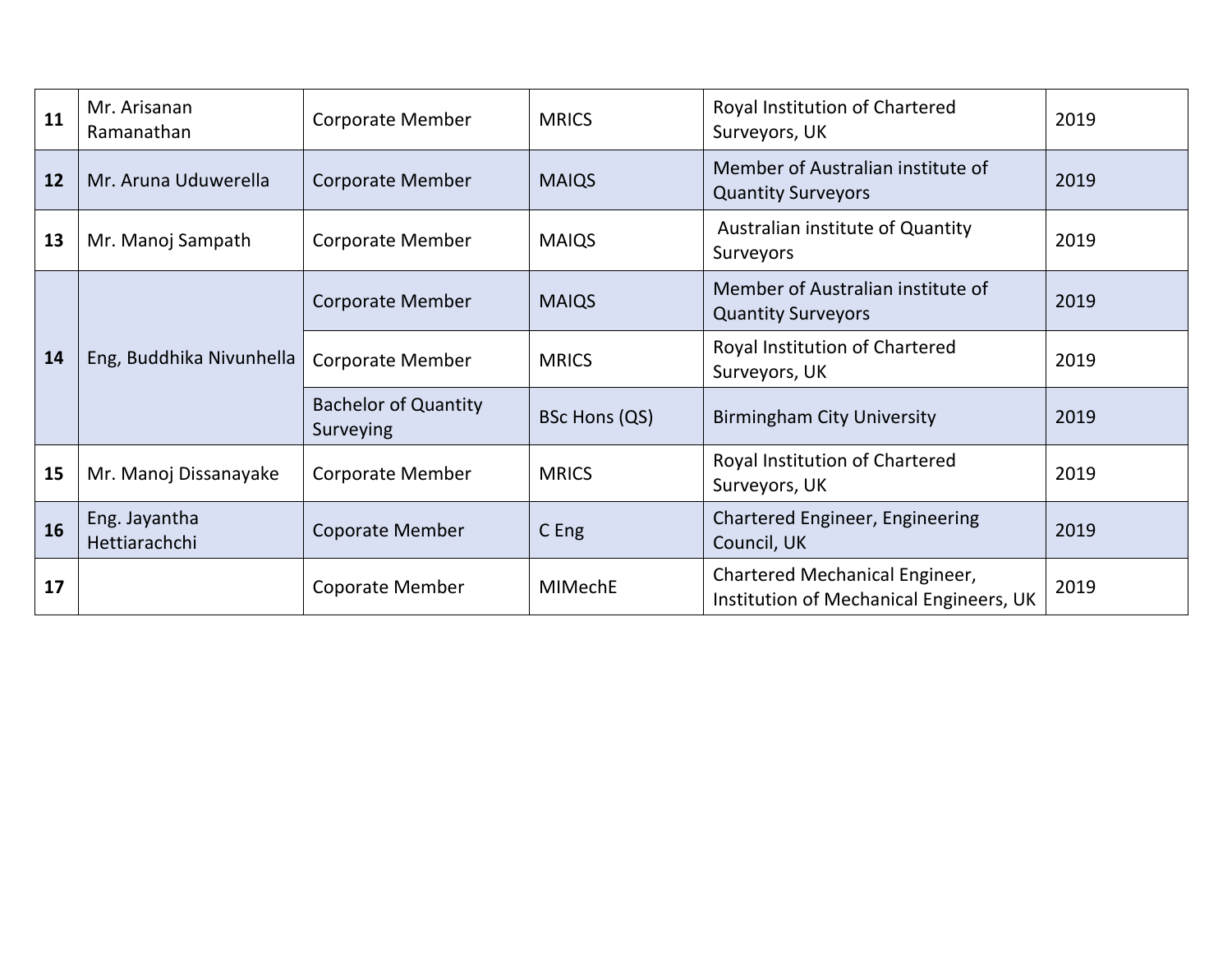| | | | | | |
|---|---|---|---|---|---|
| **11** | Mr. Arisanan Ramanathan | Corporate Member | MRICS | Royal Institution of Chartered Surveyors, UK | 2019 |
| **12** | Mr. Aruna Uduwerella | Corporate Member | MAIQS | Member of Australian institute of Quantity Surveyors | 2019 |
| **13** | Mr. Manoj Sampath | Corporate Member | MAIQS | Australian institute of Quantity Surveyors | 2019 |
| **14** | Eng, Buddhika Nivunhella | Corporate Member | MAIQS | Member of Australian institute of Quantity Surveyors | 2019 |
| | | Corporate Member | MRICS | Royal Institution of Chartered Surveyors, UK | 2019 |
| | | Bachelor of Quantity Surveying | BSc Hons (QS) | Birmingham City University | 2019 |
| **15** | Mr. Manoj Dissanayake | Corporate Member | MRICS | Royal Institution of Chartered Surveyors, UK | 2019 |
| **16** | Eng. Jayantha Hettiarachchi | Coporate Member | C Eng | Chartered Engineer, Engineering Council, UK | 2019 |
| **17** | | Coporate Member | MIMechE | Chartered Mechanical Engineer, Institution of Mechanical Engineers, UK | 2019 |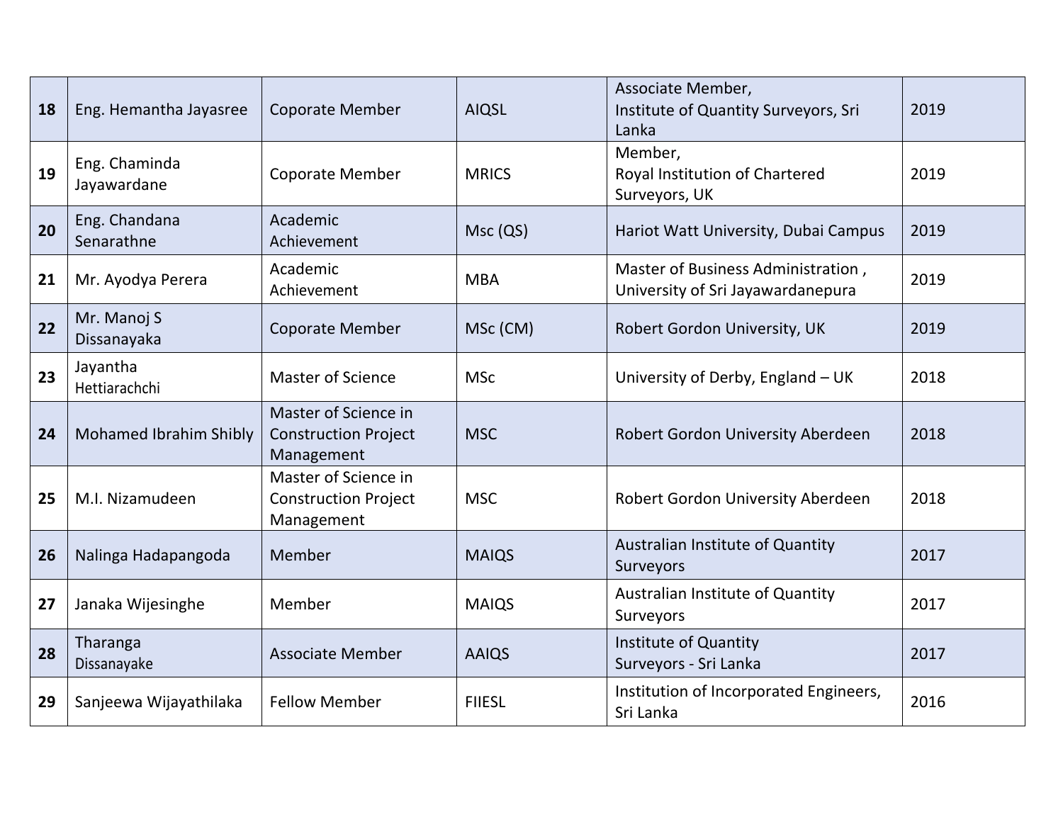| 18 | Eng. Hemantha Jayasree | Coporate Member | AIQSL | Associate Member, Institute of Quantity Surveyors, Sri Lanka | 2019 |
|---|---|---|---|---|---|
| 19 | Eng. Chaminda Jayawardane | Coporate Member | MRICS | Member, Royal Institution of Chartered Surveyors, UK | 2019 |
| 20 | Eng. Chandana Senarathne | Academic Achievement | Msc (QS) | Hariot Watt University, Dubai Campus | 2019 |
| 21 | Mr. Ayodya Perera | Academic Achievement | MBA | Master of Business Administration , University of Sri Jayawardanepura | 2019 |
| 22 | Mr. Manoj S Dissanayaka | Coporate Member | MSc (CM) | Robert Gordon University, UK | 2019 |
| 23 | Jayantha Hettiarachchi | Master of Science | MSc | University of Derby, England – UK | 2018 |
| 24 | Mohamed Ibrahim Shibly | Master of Science in Construction Project Management | MSC | Robert Gordon University Aberdeen | 2018 |
| 25 | M.I. Nizamudeen | Master of Science in Construction Project Management | MSC | Robert Gordon University Aberdeen | 2018 |
| 26 | Nalinga Hadapangoda | Member | MAIQS | Australian Institute of Quantity Surveyors | 2017 |
| 27 | Janaka Wijesinghe | Member | MAIQS | Australian Institute of Quantity Surveyors | 2017 |
| 28 | Tharanga Dissanayake | Associate Member | AAIQS | Institute of Quantity Surveyors - Sri Lanka | 2017 |
| 29 | Sanjeewa Wijayathilaka | Fellow Member | FIIESL | Institution of Incorporated Engineers, Sri Lanka | 2016 |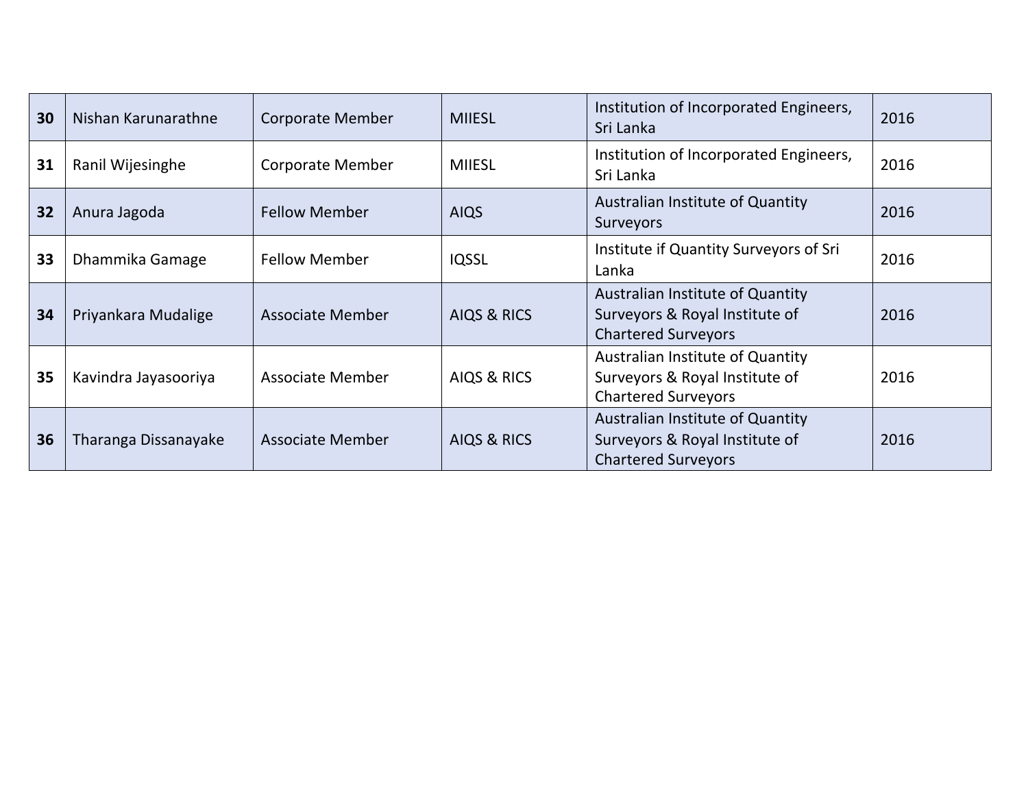| | | | | | |
|---|---|---|---|---|---|
| **30** | Nishan Karunarathne | Corporate Member | MIIESL | Institution of Incorporated Engineers, Sri Lanka | 2016 |
| **31** | Ranil Wijesinghe | Corporate Member | MIIESL | Institution of Incorporated Engineers, Sri Lanka | 2016 |
| **32** | Anura Jagoda | Fellow Member | AIQS | Australian Institute of Quantity Surveyors | 2016 |
| **33** | Dhammika Gamage | Fellow Member | IQSSL | Institute if Quantity Surveyors of Sri Lanka | 2016 |
| **34** | Priyankara Mudalige | Associate Member | AIQS & RICS | Australian Institute of Quantity Surveyors & Royal Institute of Chartered Surveyors | 2016 |
| **35** | Kavindra Jayasooriya | Associate Member | AIQS & RICS | Australian Institute of Quantity Surveyors & Royal Institute of Chartered Surveyors | 2016 |
| **36** | Tharanga Dissanayake | Associate Member | AIQS & RICS | Australian Institute of Quantity Surveyors & Royal Institute of Chartered Surveyors | 2016 |